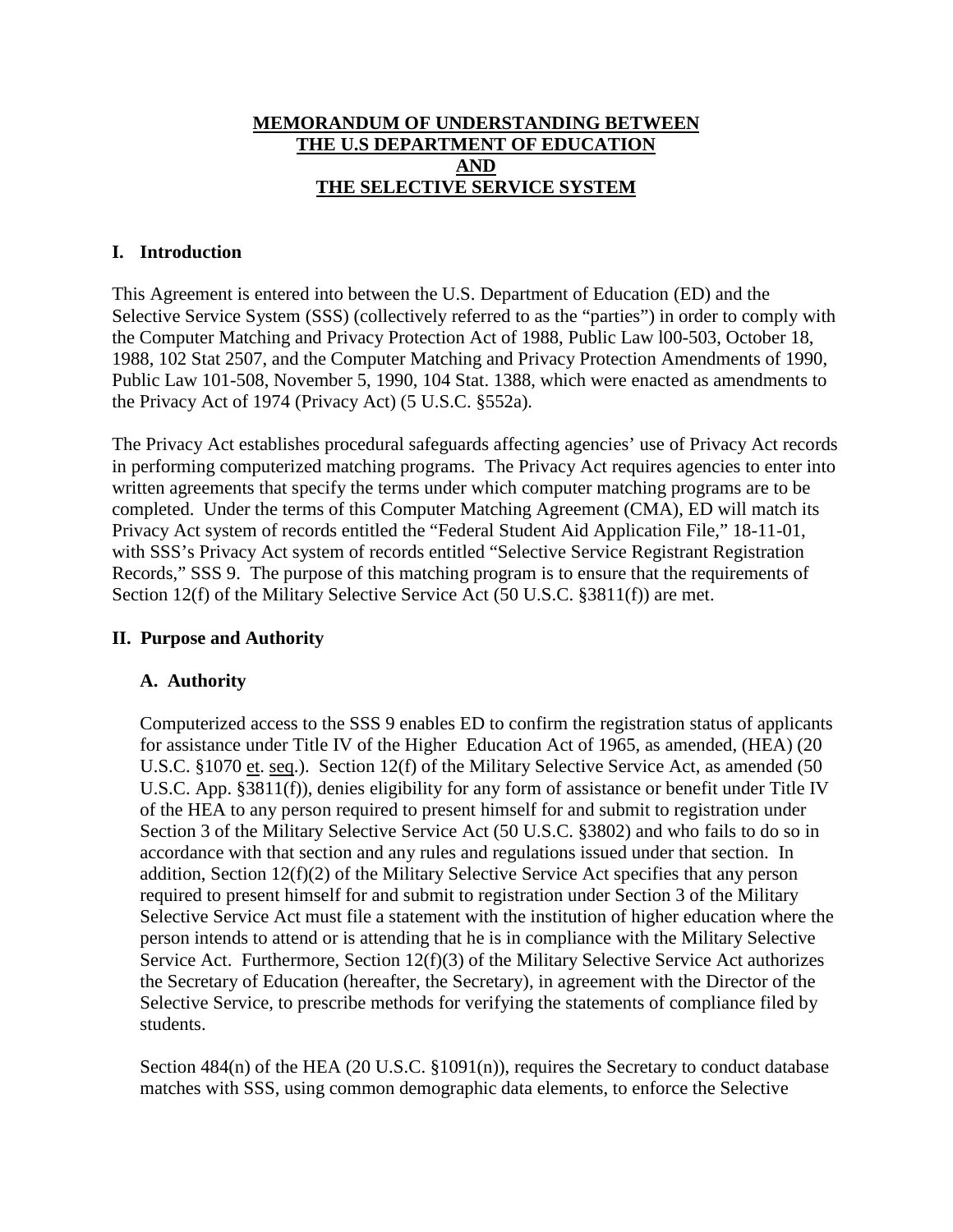# MEMORANDUM OF UNDERSTANDING BETWEEN THE U.S DEPARTMENT OF EDUCATION AND THE SELECTIVE SERVICE SYSTEM

## I. Introduction

This Agreement is entered into between the U.S. Department of Education (ED) and the Selective Service System (SSS) (collectively referred to as the "parties") in order to comply with the Computer Matching and Privacy Protection Act of 1988, Public Law l00-503, October 18, 1988, 102 Stat 2507, and the Computer Matching and Privacy Protection Amendments of 1990, Public Law 101-508, November 5, 1990, 104 Stat. 1388, which were enacted as amendments to the Privacy Act of 1974 (Privacy Act) (5 U.S.C. §552a).

The Privacy Act establishes procedural safeguards affecting agencies' use of Privacy Act records in performing computerized matching programs. The Privacy Act requires agencies to enter into written agreements that specify the terms under which computer matching programs are to be completed. Under the terms of this Computer Matching Agreement (CMA), ED will match its Privacy Act system of records entitled the "Federal Student Aid Application File," 18-11-01, with SSS's Privacy Act system of records entitled "Selective Service Registrant Registration Records," SSS 9. The purpose of this matching program is to ensure that the requirements of Section 12(f) of the Military Selective Service Act (50 U.S.C. §3811(f)) are met.

## II. Purpose and Authority

### A. Authority

Computerized access to the SSS 9 enables ED to confirm the registration status of applicants for assistance under Title IV of the Higher Education Act of 1965, as amended, (HEA) (20 U.S.C. §1070 et. seq.). Section 12(f) of the Military Selective Service Act, as amended (50 U.S.C. App. §3811(f)), denies eligibility for any form of assistance or benefit under Title IV of the HEA to any person required to present himself for and submit to registration under Section 3 of the Military Selective Service Act (50 U.S.C. §3802) and who fails to do so in accordance with that section and any rules and regulations issued under that section. In addition, Section 12(f)(2) of the Military Selective Service Act specifies that any person required to present himself for and submit to registration under Section 3 of the Military Selective Service Act must file a statement with the institution of higher education where the person intends to attend or is attending that he is in compliance with the Military Selective Service Act. Furthermore, Section 12(f)(3) of the Military Selective Service Act authorizes the Secretary of Education (hereafter, the Secretary), in agreement with the Director of the Selective Service, to prescribe methods for verifying the statements of compliance filed by students.

Section 484(n) of the HEA (20 U.S.C. §1091(n)), requires the Secretary to conduct database matches with SSS, using common demographic data elements, to enforce the Selective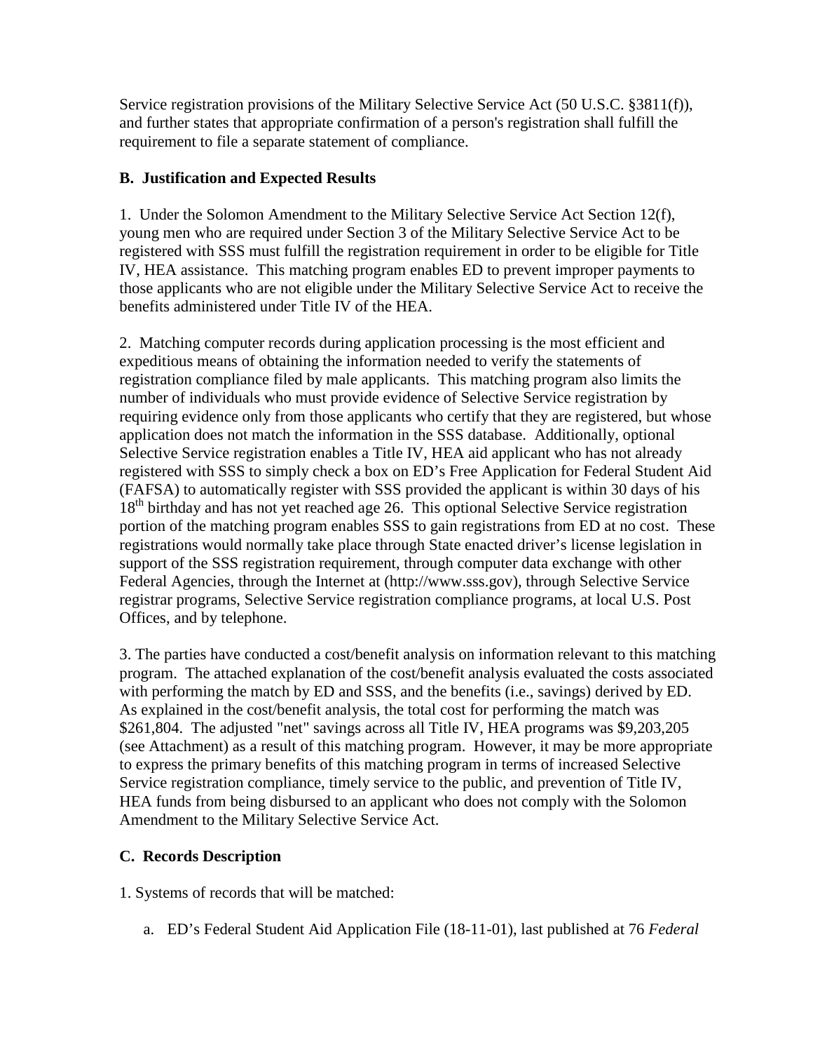Service registration provisions of the Military Selective Service Act (50 U.S.C. §3811(f)), and further states that appropriate confirmation of a person's registration shall fulfill the requirement to file a separate statement of compliance.

**B. Justification and Expected Results**

1. Under the Solomon Amendment to the Military Selective Service Act Section 12(f), young men who are required under Section 3 of the Military Selective Service Act to be registered with SSS must fulfill the registration requirement in order to be eligible for Title IV, HEA assistance. This matching program enables ED to prevent improper payments to those applicants who are not eligible under the Military Selective Service Act to receive the benefits administered under Title IV of the HEA.

2. Matching computer records during application processing is the most efficient and expeditious means of obtaining the information needed to verify the statements of registration compliance filed by male applicants. This matching program also limits the number of individuals who must provide evidence of Selective Service registration by requiring evidence only from those applicants who certify that they are registered, but whose application does not match the information in the SSS database. Additionally, optional Selective Service registration enables a Title IV, HEA aid applicant who has not already registered with SSS to simply check a box on ED's Free Application for Federal Student Aid (FAFSA) to automatically register with SSS provided the applicant is within 30 days of his 18th birthday and has not yet reached age 26. This optional Selective Service registration portion of the matching program enables SSS to gain registrations from ED at no cost. These registrations would normally take place through State enacted driver's license legislation in support of the SSS registration requirement, through computer data exchange with other Federal Agencies, through the Internet at (http://www.sss.gov), through Selective Service registrar programs, Selective Service registration compliance programs, at local U.S. Post Offices, and by telephone.

3. The parties have conducted a cost/benefit analysis on information relevant to this matching program. The attached explanation of the cost/benefit analysis evaluated the costs associated with performing the match by ED and SSS, and the benefits (i.e., savings) derived by ED. As explained in the cost/benefit analysis, the total cost for performing the match was $261,804. The adjusted "net" savings across all Title IV, HEA programs was $9,203,205 (see Attachment) as a result of this matching program. However, it may be more appropriate to express the primary benefits of this matching program in terms of increased Selective Service registration compliance, timely service to the public, and prevention of Title IV, HEA funds from being disbursed to an applicant who does not comply with the Solomon Amendment to the Military Selective Service Act.

**C. Records Description**

1. Systems of records that will be matched:

   a. ED's Federal Student Aid Application File (18-11-01), last published at 76 *Federal*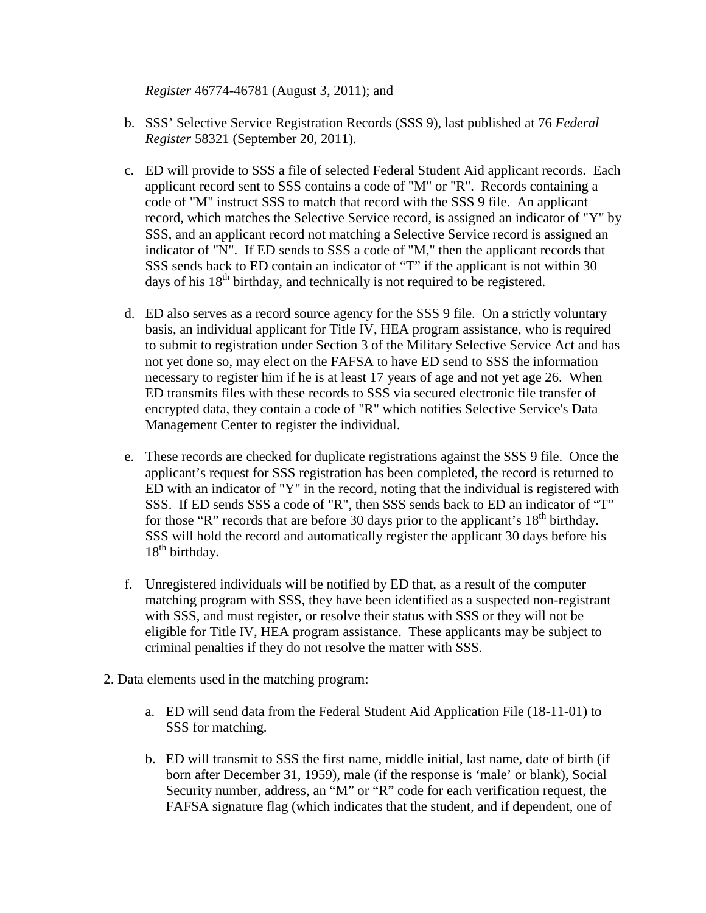*Register* 46774-46781 (August 3, 2011); and

b. SSS' Selective Service Registration Records (SSS 9), last published at 76 *Federal Register* 58321 (September 20, 2011).

c. ED will provide to SSS a file of selected Federal Student Aid applicant records. Each applicant record sent to SSS contains a code of "M" or "R". Records containing a code of "M" instruct SSS to match that record with the SSS 9 file. An applicant record, which matches the Selective Service record, is assigned an indicator of "Y" by SSS, and an applicant record not matching a Selective Service record is assigned an indicator of "N". If ED sends to SSS a code of "M," then the applicant records that SSS sends back to ED contain an indicator of "T" if the applicant is not within 30 days of his 18th birthday, and technically is not required to be registered.

d. ED also serves as a record source agency for the SSS 9 file. On a strictly voluntary basis, an individual applicant for Title IV, HEA program assistance, who is required to submit to registration under Section 3 of the Military Selective Service Act and has not yet done so, may elect on the FAFSA to have ED send to SSS the information necessary to register him if he is at least 17 years of age and not yet age 26. When ED transmits files with these records to SSS via secured electronic file transfer of encrypted data, they contain a code of "R" which notifies Selective Service's Data Management Center to register the individual.

e. These records are checked for duplicate registrations against the SSS 9 file. Once the applicant's request for SSS registration has been completed, the record is returned to ED with an indicator of "Y" in the record, noting that the individual is registered with SSS. If ED sends SSS a code of "R", then SSS sends back to ED an indicator of "T" for those "R" records that are before 30 days prior to the applicant's 18th birthday. SSS will hold the record and automatically register the applicant 30 days before his 18th birthday.

f. Unregistered individuals will be notified by ED that, as a result of the computer matching program with SSS, they have been identified as a suspected non-registrant with SSS, and must register, or resolve their status with SSS or they will not be eligible for Title IV, HEA program assistance. These applicants may be subject to criminal penalties if they do not resolve the matter with SSS.

2. Data elements used in the matching program:

   a. ED will send data from the Federal Student Aid Application File (18-11-01) to SSS for matching.

   b. ED will transmit to SSS the first name, middle initial, last name, date of birth (if born after December 31, 1959), male (if the response is 'male' or blank), Social Security number, address, an "M" or "R" code for each verification request, the FAFSA signature flag (which indicates that the student, and if dependent, one of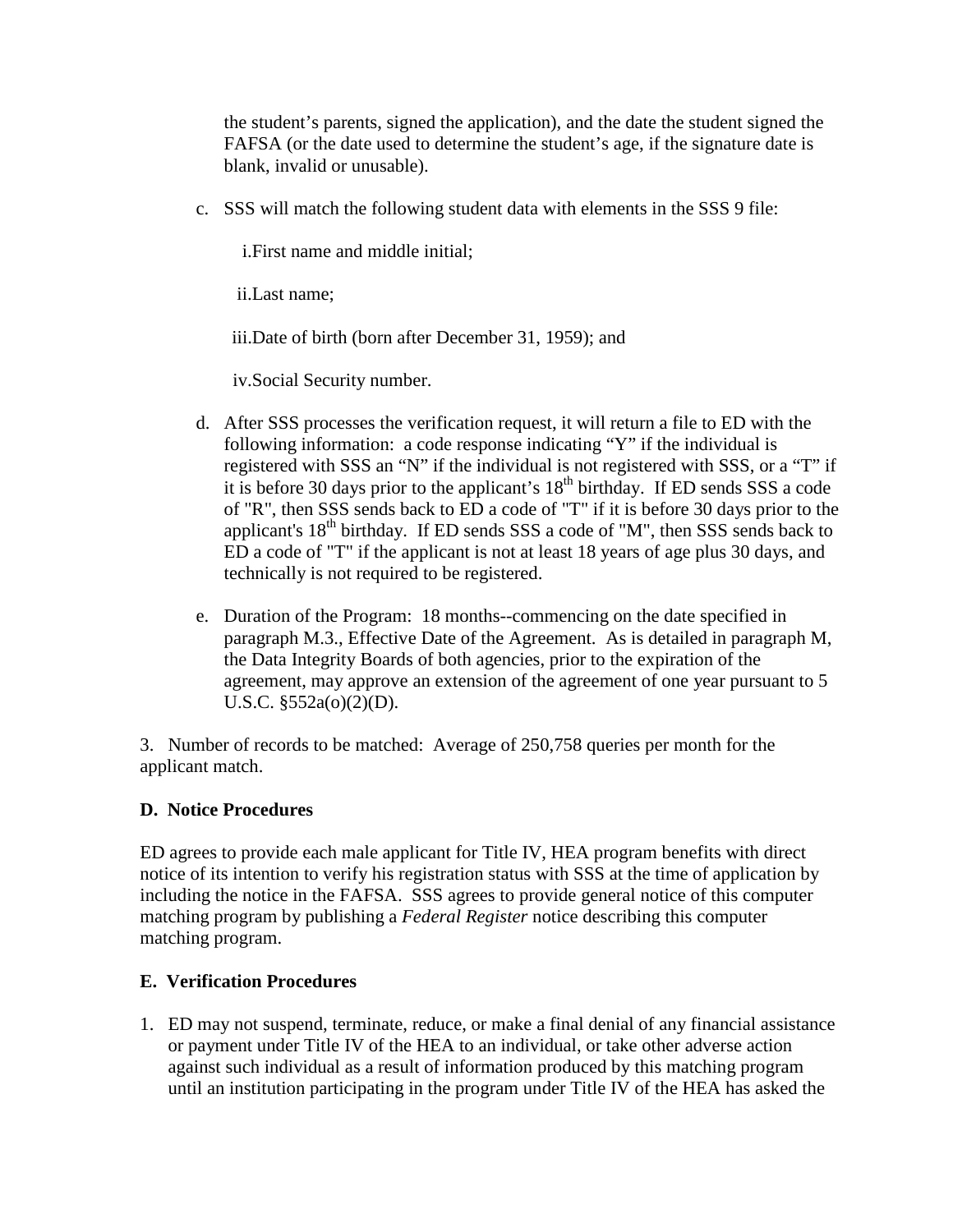the student's parents, signed the application), and the date the student signed the FAFSA (or the date used to determine the student's age, if the signature date is blank, invalid or unusable).

c. SSS will match the following student data with elements in the SSS 9 file:

   i. First name and middle initial;

   ii. Last name;

   iii. Date of birth (born after December 31, 1959); and

   iv. Social Security number.

d. After SSS processes the verification request, it will return a file to ED with the following information: a code response indicating "Y" if the individual is registered with SSS an "N" if the individual is not registered with SSS, or a "T" if it is before 30 days prior to the applicant's 18th birthday. If ED sends SSS a code of "R", then SSS sends back to ED a code of "T" if it is before 30 days prior to the applicant's 18th birthday. If ED sends SSS a code of "M", then SSS sends back to ED a code of "T" if the applicant is not at least 18 years of age plus 30 days, and technically is not required to be registered.

e. Duration of the Program: 18 months--commencing on the date specified in paragraph M.3., Effective Date of the Agreement. As is detailed in paragraph M, the Data Integrity Boards of both agencies, prior to the expiration of the agreement, may approve an extension of the agreement of one year pursuant to 5 U.S.C. §552a(o)(2)(D).

3. Number of records to be matched: Average of 250,758 queries per month for the applicant match.

**D. Notice Procedures**

ED agrees to provide each male applicant for Title IV, HEA program benefits with direct notice of its intention to verify his registration status with SSS at the time of application by including the notice in the FAFSA. SSS agrees to provide general notice of this computer matching program by publishing a *Federal Register* notice describing this computer matching program.

**E. Verification Procedures**

1. ED may not suspend, terminate, reduce, or make a final denial of any financial assistance or payment under Title IV of the HEA to an individual, or take other adverse action against such individual as a result of information produced by this matching program until an institution participating in the program under Title IV of the HEA has asked the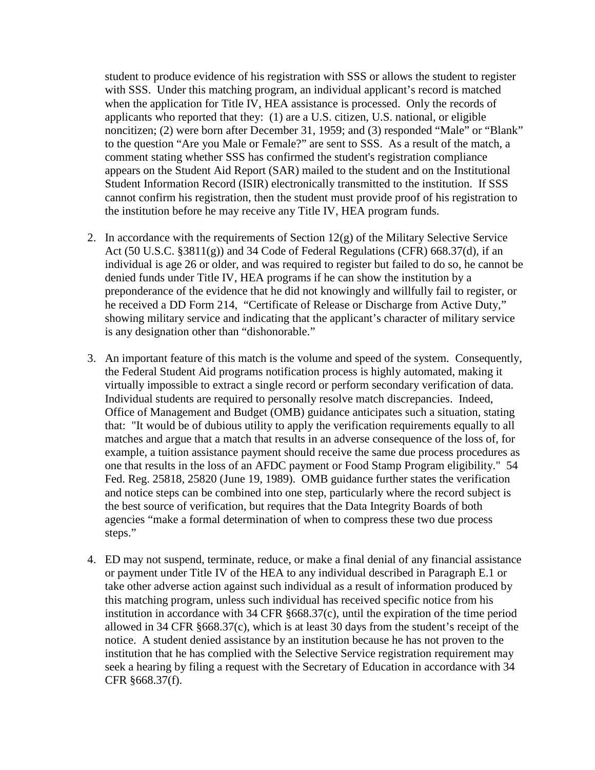student to produce evidence of his registration with SSS or allows the student to register with SSS. Under this matching program, an individual applicant's record is matched when the application for Title IV, HEA assistance is processed. Only the records of applicants who reported that they: (1) are a U.S. citizen, U.S. national, or eligible noncitizen; (2) were born after December 31, 1959; and (3) responded "Male" or "Blank" to the question "Are you Male or Female?" are sent to SSS. As a result of the match, a comment stating whether SSS has confirmed the student's registration compliance appears on the Student Aid Report (SAR) mailed to the student and on the Institutional Student Information Record (ISIR) electronically transmitted to the institution. If SSS cannot confirm his registration, then the student must provide proof of his registration to the institution before he may receive any Title IV, HEA program funds.

2. In accordance with the requirements of Section 12(g) of the Military Selective Service Act (50 U.S.C. §3811(g)) and 34 Code of Federal Regulations (CFR) 668.37(d), if an individual is age 26 or older, and was required to register but failed to do so, he cannot be denied funds under Title IV, HEA programs if he can show the institution by a preponderance of the evidence that he did not knowingly and willfully fail to register, or he received a DD Form 214, "Certificate of Release or Discharge from Active Duty," showing military service and indicating that the applicant's character of military service is any designation other than "dishonorable."

3. An important feature of this match is the volume and speed of the system. Consequently, the Federal Student Aid programs notification process is highly automated, making it virtually impossible to extract a single record or perform secondary verification of data. Individual students are required to personally resolve match discrepancies. Indeed, Office of Management and Budget (OMB) guidance anticipates such a situation, stating that: "It would be of dubious utility to apply the verification requirements equally to all matches and argue that a match that results in an adverse consequence of the loss of, for example, a tuition assistance payment should receive the same due process procedures as one that results in the loss of an AFDC payment or Food Stamp Program eligibility." 54 Fed. Reg. 25818, 25820 (June 19, 1989). OMB guidance further states the verification and notice steps can be combined into one step, particularly where the record subject is the best source of verification, but requires that the Data Integrity Boards of both agencies "make a formal determination of when to compress these two due process steps."

4. ED may not suspend, terminate, reduce, or make a final denial of any financial assistance or payment under Title IV of the HEA to any individual described in Paragraph E.1 or take other adverse action against such individual as a result of information produced by this matching program, unless such individual has received specific notice from his institution in accordance with 34 CFR §668.37(c), until the expiration of the time period allowed in 34 CFR §668.37(c), which is at least 30 days from the student's receipt of the notice. A student denied assistance by an institution because he has not proven to the institution that he has complied with the Selective Service registration requirement may seek a hearing by filing a request with the Secretary of Education in accordance with 34 CFR §668.37(f).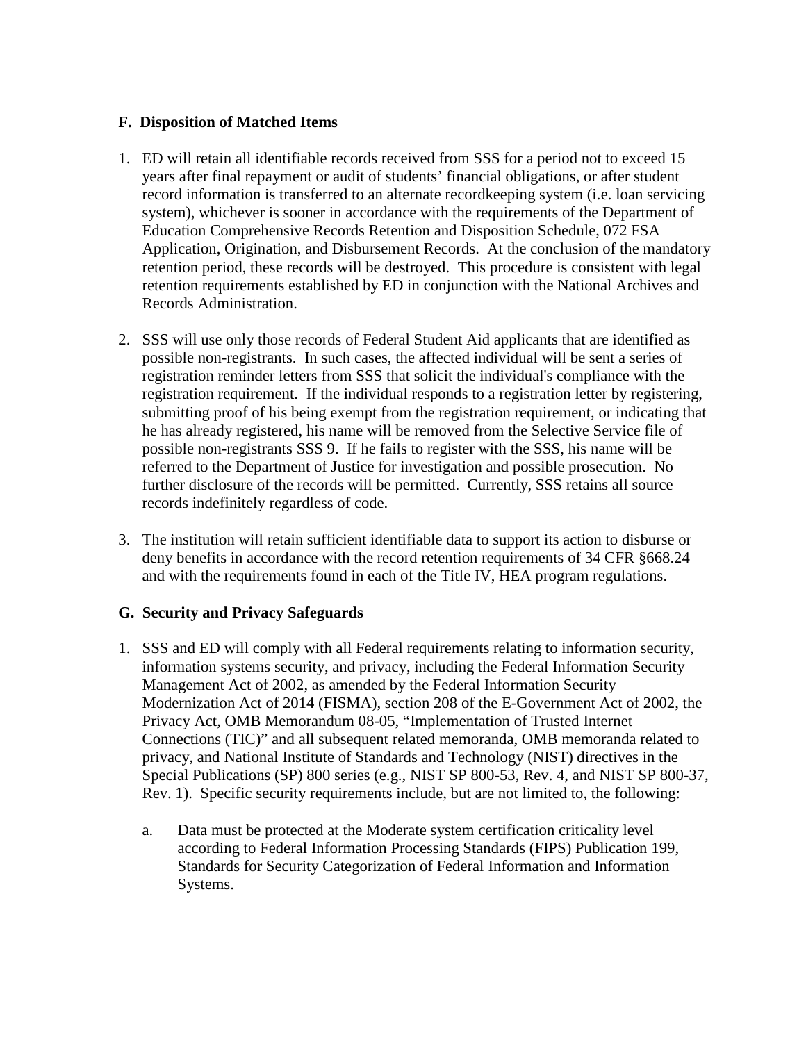### F. Disposition of Matched Items

1. ED will retain all identifiable records received from SSS for a period not to exceed 15 years after final repayment or audit of students' financial obligations, or after student record information is transferred to an alternate recordkeeping system (i.e. loan servicing system), whichever is sooner in accordance with the requirements of the Department of Education Comprehensive Records Retention and Disposition Schedule, 072 FSA Application, Origination, and Disbursement Records. At the conclusion of the mandatory retention period, these records will be destroyed. This procedure is consistent with legal retention requirements established by ED in conjunction with the National Archives and Records Administration.

2. SSS will use only those records of Federal Student Aid applicants that are identified as possible non-registrants. In such cases, the affected individual will be sent a series of registration reminder letters from SSS that solicit the individual's compliance with the registration requirement. If the individual responds to a registration letter by registering, submitting proof of his being exempt from the registration requirement, or indicating that he has already registered, his name will be removed from the Selective Service file of possible non-registrants SSS 9. If he fails to register with the SSS, his name will be referred to the Department of Justice for investigation and possible prosecution. No further disclosure of the records will be permitted. Currently, SSS retains all source records indefinitely regardless of code.

3. The institution will retain sufficient identifiable data to support its action to disburse or deny benefits in accordance with the record retention requirements of 34 CFR §668.24 and with the requirements found in each of the Title IV, HEA program regulations.

### G. Security and Privacy Safeguards

1. SSS and ED will comply with all Federal requirements relating to information security, information systems security, and privacy, including the Federal Information Security Management Act of 2002, as amended by the Federal Information Security Modernization Act of 2014 (FISMA), section 208 of the E-Government Act of 2002, the Privacy Act, OMB Memorandum 08-05, "Implementation of Trusted Internet Connections (TIC)" and all subsequent related memoranda, OMB memoranda related to privacy, and National Institute of Standards and Technology (NIST) directives in the Special Publications (SP) 800 series (e.g., NIST SP 800-53, Rev. 4, and NIST SP 800-37, Rev. 1). Specific security requirements include, but are not limited to, the following:

   a. Data must be protected at the Moderate system certification criticality level according to Federal Information Processing Standards (FIPS) Publication 199, Standards for Security Categorization of Federal Information and Information Systems.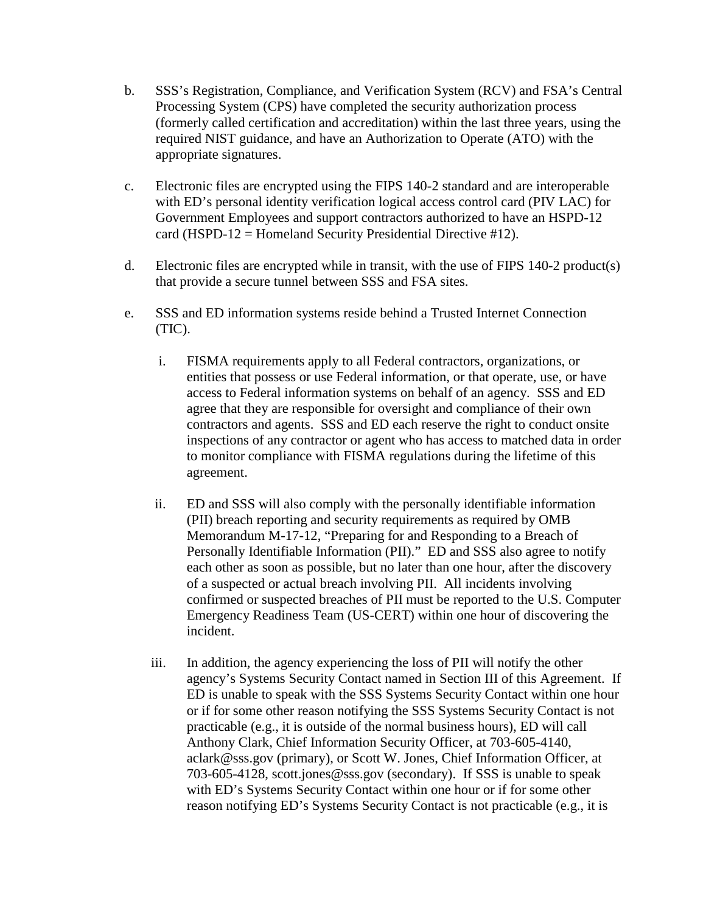b. SSS's Registration, Compliance, and Verification System (RCV) and FSA's Central Processing System (CPS) have completed the security authorization process (formerly called certification and accreditation) within the last three years, using the required NIST guidance, and have an Authorization to Operate (ATO) with the appropriate signatures.

c. Electronic files are encrypted using the FIPS 140-2 standard and are interoperable with ED's personal identity verification logical access control card (PIV LAC) for Government Employees and support contractors authorized to have an HSPD-12 card (HSPD-12 = Homeland Security Presidential Directive #12).

d. Electronic files are encrypted while in transit, with the use of FIPS 140-2 product(s) that provide a secure tunnel between SSS and FSA sites.

e. SSS and ED information systems reside behind a Trusted Internet Connection (TIC).

   i. FISMA requirements apply to all Federal contractors, organizations, or entities that possess or use Federal information, or that operate, use, or have access to Federal information systems on behalf of an agency. SSS and ED agree that they are responsible for oversight and compliance of their own contractors and agents. SSS and ED each reserve the right to conduct onsite inspections of any contractor or agent who has access to matched data in order to monitor compliance with FISMA regulations during the lifetime of this agreement.

   ii. ED and SSS will also comply with the personally identifiable information (PII) breach reporting and security requirements as required by OMB Memorandum M-17-12, "Preparing for and Responding to a Breach of Personally Identifiable Information (PII)." ED and SSS also agree to notify each other as soon as possible, but no later than one hour, after the discovery of a suspected or actual breach involving PII. All incidents involving confirmed or suspected breaches of PII must be reported to the U.S. Computer Emergency Readiness Team (US-CERT) within one hour of discovering the incident.

   iii. In addition, the agency experiencing the loss of PII will notify the other agency's Systems Security Contact named in Section III of this Agreement. If ED is unable to speak with the SSS Systems Security Contact within one hour or if for some other reason notifying the SSS Systems Security Contact is not practicable (e.g., it is outside of the normal business hours), ED will call Anthony Clark, Chief Information Security Officer, at 703-605-4140, aclark@sss.gov (primary), or Scott W. Jones, Chief Information Officer, at 703-605-4128, scott.jones@sss.gov (secondary). If SSS is unable to speak with ED's Systems Security Contact within one hour or if for some other reason notifying ED's Systems Security Contact is not practicable (e.g., it is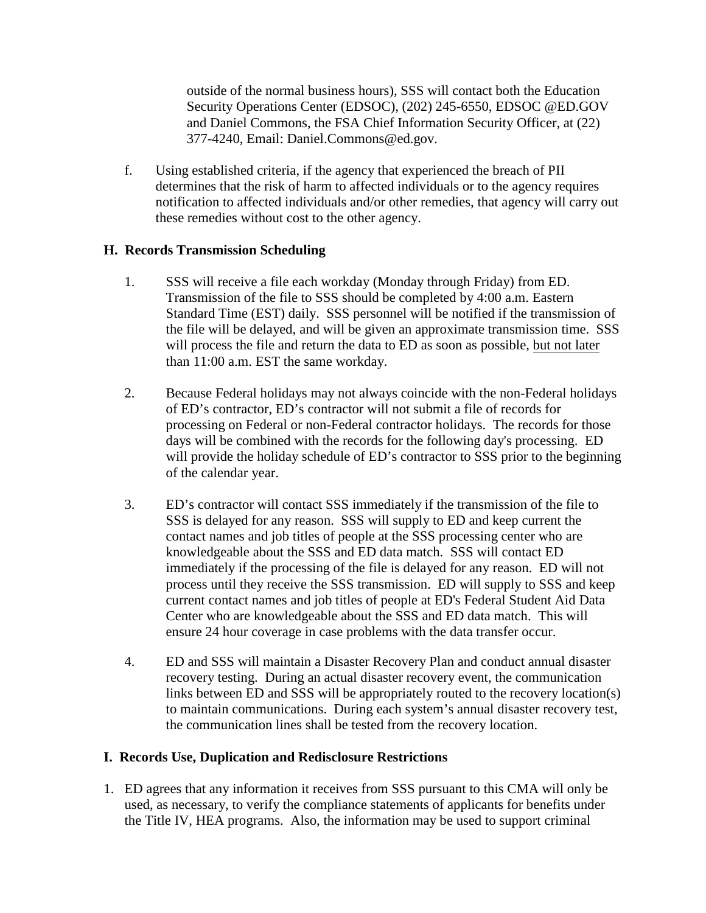outside of the normal business hours), SSS will contact both the Education Security Operations Center (EDSOC), (202) 245-6550, EDSOC @ED.GOV and Daniel Commons, the FSA Chief Information Security Officer, at (22) 377-4240, Email: Daniel.Commons@ed.gov.

f. Using established criteria, if the agency that experienced the breach of PII determines that the risk of harm to affected individuals or to the agency requires notification to affected individuals and/or other remedies, that agency will carry out these remedies without cost to the other agency.

## H. Records Transmission Scheduling

1. SSS will receive a file each workday (Monday through Friday) from ED. Transmission of the file to SSS should be completed by 4:00 a.m. Eastern Standard Time (EST) daily. SSS personnel will be notified if the transmission of the file will be delayed, and will be given an approximate transmission time. SSS will process the file and return the data to ED as soon as possible, <u>but not later</u> than 11:00 a.m. EST the same workday.

2. Because Federal holidays may not always coincide with the non-Federal holidays of ED's contractor, ED's contractor will not submit a file of records for processing on Federal or non-Federal contractor holidays. The records for those days will be combined with the records for the following day's processing. ED will provide the holiday schedule of ED's contractor to SSS prior to the beginning of the calendar year.

3. ED's contractor will contact SSS immediately if the transmission of the file to SSS is delayed for any reason. SSS will supply to ED and keep current the contact names and job titles of people at the SSS processing center who are knowledgeable about the SSS and ED data match. SSS will contact ED immediately if the processing of the file is delayed for any reason. ED will not process until they receive the SSS transmission. ED will supply to SSS and keep current contact names and job titles of people at ED's Federal Student Aid Data Center who are knowledgeable about the SSS and ED data match. This will ensure 24 hour coverage in case problems with the data transfer occur.

4. ED and SSS will maintain a Disaster Recovery Plan and conduct annual disaster recovery testing. During an actual disaster recovery event, the communication links between ED and SSS will be appropriately routed to the recovery location(s) to maintain communications. During each system's annual disaster recovery test, the communication lines shall be tested from the recovery location.

## I. Records Use, Duplication and Redisclosure Restrictions

1. ED agrees that any information it receives from SSS pursuant to this CMA will only be used, as necessary, to verify the compliance statements of applicants for benefits under the Title IV, HEA programs. Also, the information may be used to support criminal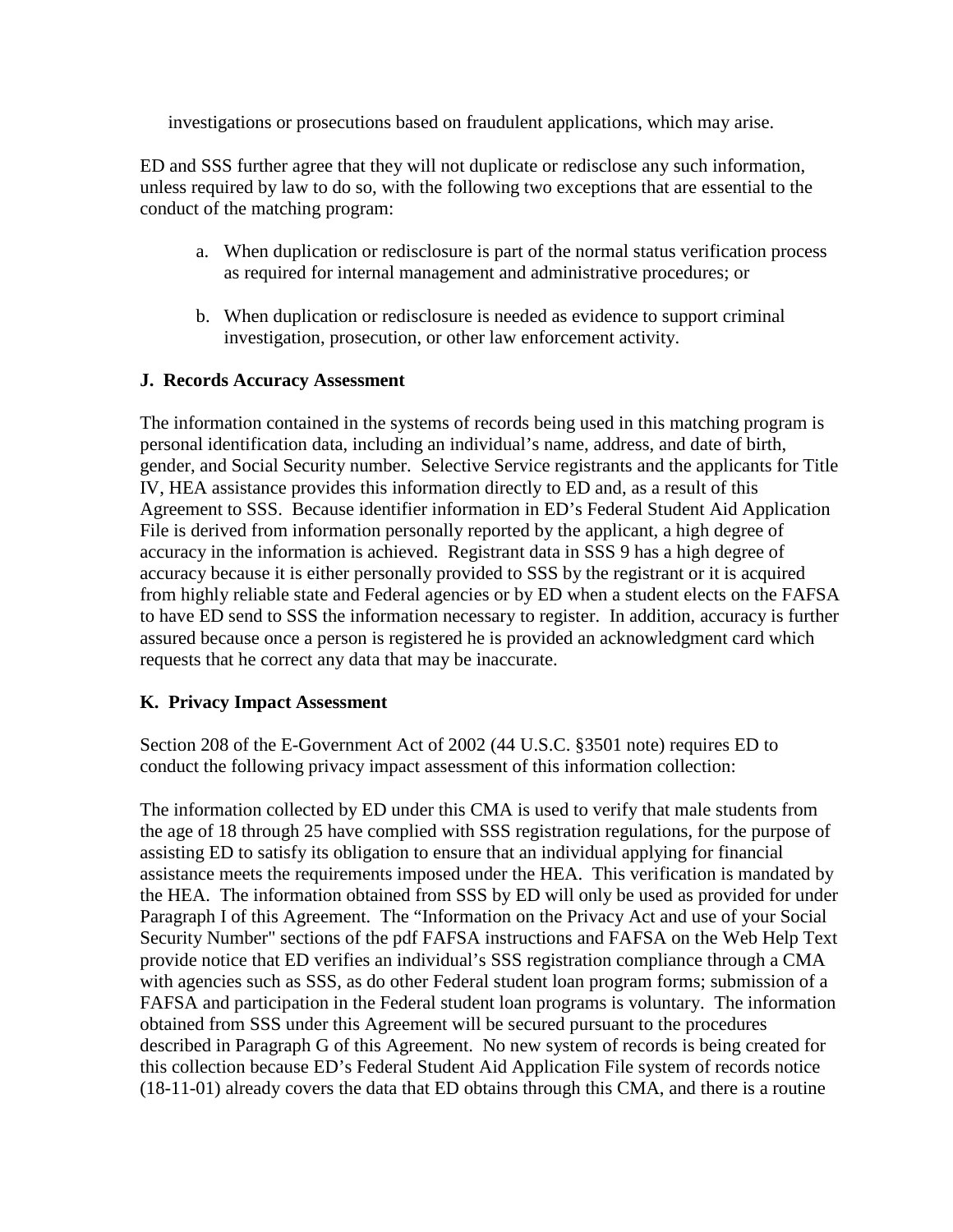investigations or prosecutions based on fraudulent applications, which may arise.

ED and SSS further agree that they will not duplicate or redisclose any such information, unless required by law to do so, with the following two exceptions that are essential to the conduct of the matching program:

a. When duplication or redisclosure is part of the normal status verification process as required for internal management and administrative procedures; or

b. When duplication or redisclosure is needed as evidence to support criminal investigation, prosecution, or other law enforcement activity.

**J. Records Accuracy Assessment**

The information contained in the systems of records being used in this matching program is personal identification data, including an individual's name, address, and date of birth, gender, and Social Security number. Selective Service registrants and the applicants for Title IV, HEA assistance provides this information directly to ED and, as a result of this Agreement to SSS. Because identifier information in ED's Federal Student Aid Application File is derived from information personally reported by the applicant, a high degree of accuracy in the information is achieved. Registrant data in SSS 9 has a high degree of accuracy because it is either personally provided to SSS by the registrant or it is acquired from highly reliable state and Federal agencies or by ED when a student elects on the FAFSA to have ED send to SSS the information necessary to register. In addition, accuracy is further assured because once a person is registered he is provided an acknowledgment card which requests that he correct any data that may be inaccurate.

**K. Privacy Impact Assessment**

Section 208 of the E-Government Act of 2002 (44 U.S.C. §3501 note) requires ED to conduct the following privacy impact assessment of this information collection:

The information collected by ED under this CMA is used to verify that male students from the age of 18 through 25 have complied with SSS registration regulations, for the purpose of assisting ED to satisfy its obligation to ensure that an individual applying for financial assistance meets the requirements imposed under the HEA. This verification is mandated by the HEA. The information obtained from SSS by ED will only be used as provided for under Paragraph I of this Agreement. The "Information on the Privacy Act and use of your Social Security Number" sections of the pdf FAFSA instructions and FAFSA on the Web Help Text provide notice that ED verifies an individual's SSS registration compliance through a CMA with agencies such as SSS, as do other Federal student loan program forms; submission of a FAFSA and participation in the Federal student loan programs is voluntary. The information obtained from SSS under this Agreement will be secured pursuant to the procedures described in Paragraph G of this Agreement. No new system of records is being created for this collection because ED's Federal Student Aid Application File system of records notice (18-11-01) already covers the data that ED obtains through this CMA, and there is a routine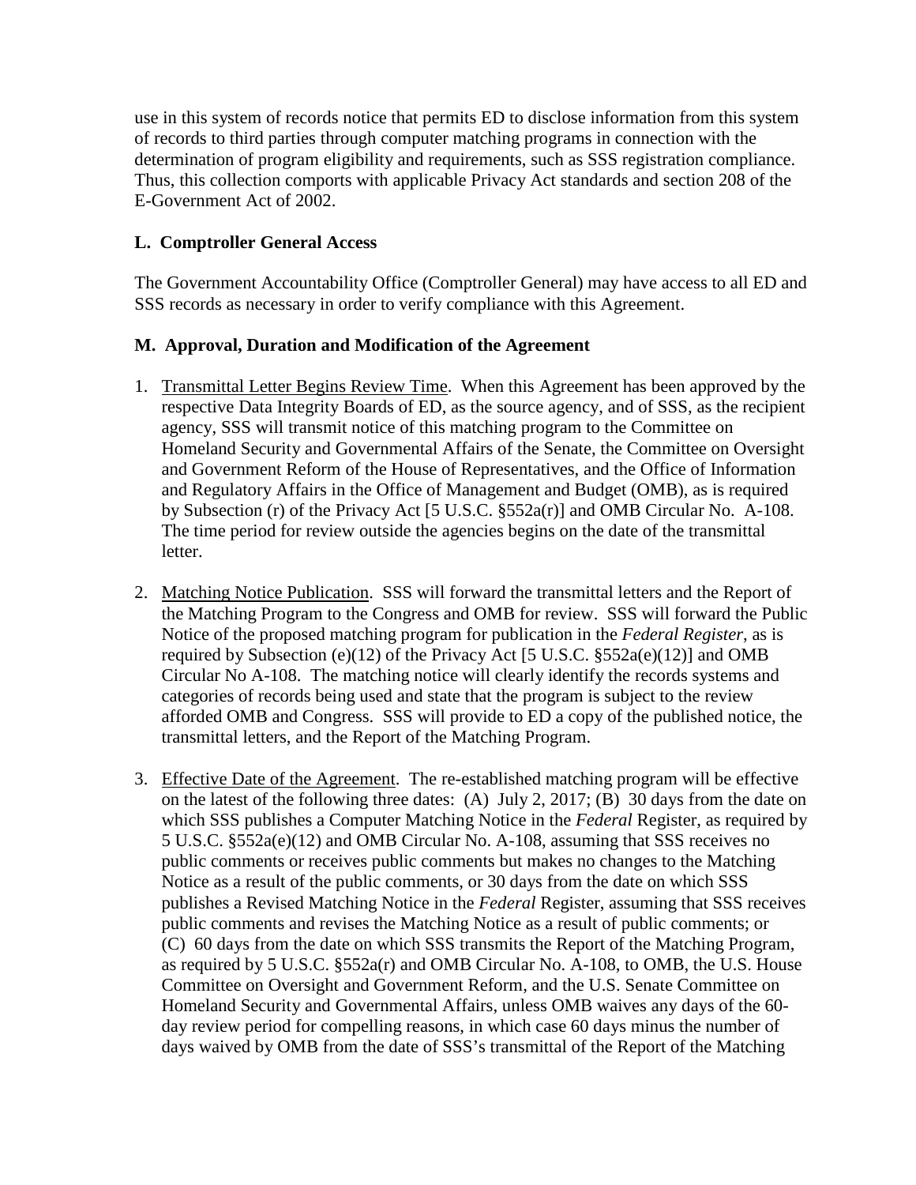use in this system of records notice that permits ED to disclose information from this system of records to third parties through computer matching programs in connection with the determination of program eligibility and requirements, such as SSS registration compliance. Thus, this collection comports with applicable Privacy Act standards and section 208 of the E-Government Act of 2002.

### L. Comptroller General Access

The Government Accountability Office (Comptroller General) may have access to all ED and SSS records as necessary in order to verify compliance with this Agreement.

### M. Approval, Duration and Modification of the Agreement

1. Transmittal Letter Begins Review Time. When this Agreement has been approved by the respective Data Integrity Boards of ED, as the source agency, and of SSS, as the recipient agency, SSS will transmit notice of this matching program to the Committee on Homeland Security and Governmental Affairs of the Senate, the Committee on Oversight and Government Reform of the House of Representatives, and the Office of Information and Regulatory Affairs in the Office of Management and Budget (OMB), as is required by Subsection (r) of the Privacy Act [5 U.S.C. §552a(r)] and OMB Circular No. A-108. The time period for review outside the agencies begins on the date of the transmittal letter.

2. Matching Notice Publication. SSS will forward the transmittal letters and the Report of the Matching Program to the Congress and OMB for review. SSS will forward the Public Notice of the proposed matching program for publication in the *Federal Register*, as is required by Subsection (e)(12) of the Privacy Act [5 U.S.C. §552a(e)(12)] and OMB Circular No A-108. The matching notice will clearly identify the records systems and categories of records being used and state that the program is subject to the review afforded OMB and Congress. SSS will provide to ED a copy of the published notice, the transmittal letters, and the Report of the Matching Program.

3. Effective Date of the Agreement. The re-established matching program will be effective on the latest of the following three dates: (A) July 2, 2017; (B) 30 days from the date on which SSS publishes a Computer Matching Notice in the *Federal* Register, as required by 5 U.S.C. §552a(e)(12) and OMB Circular No. A-108, assuming that SSS receives no public comments or receives public comments but makes no changes to the Matching Notice as a result of the public comments, or 30 days from the date on which SSS publishes a Revised Matching Notice in the *Federal* Register, assuming that SSS receives public comments and revises the Matching Notice as a result of public comments; or (C) 60 days from the date on which SSS transmits the Report of the Matching Program, as required by 5 U.S.C. §552a(r) and OMB Circular No. A-108, to OMB, the U.S. House Committee on Oversight and Government Reform, and the U.S. Senate Committee on Homeland Security and Governmental Affairs, unless OMB waives any days of the 60-day review period for compelling reasons, in which case 60 days minus the number of days waived by OMB from the date of SSS's transmittal of the Report of the Matching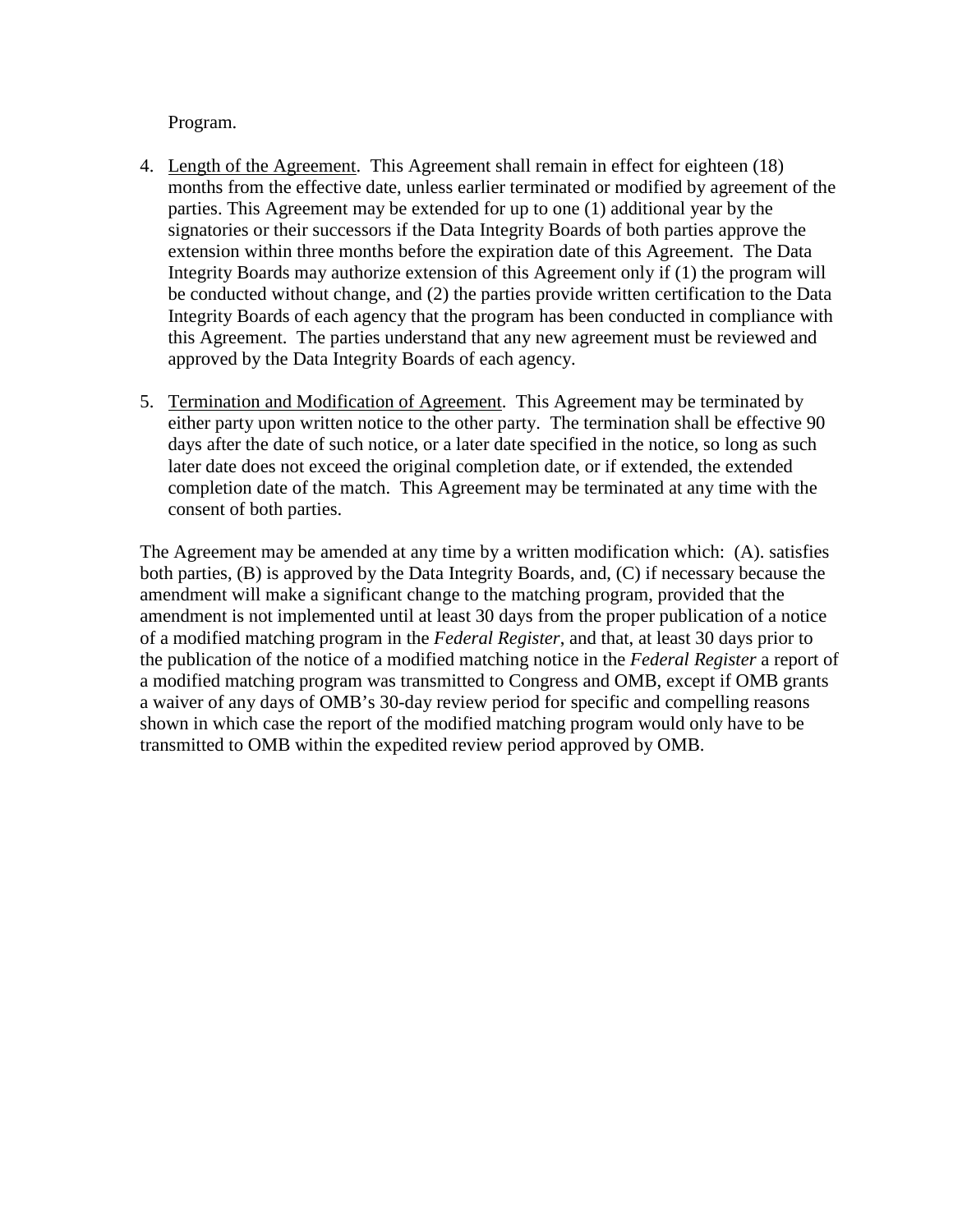Program.

4. Length of the Agreement. This Agreement shall remain in effect for eighteen (18) months from the effective date, unless earlier terminated or modified by agreement of the parties. This Agreement may be extended for up to one (1) additional year by the signatories or their successors if the Data Integrity Boards of both parties approve the extension within three months before the expiration date of this Agreement. The Data Integrity Boards may authorize extension of this Agreement only if (1) the program will be conducted without change, and (2) the parties provide written certification to the Data Integrity Boards of each agency that the program has been conducted in compliance with this Agreement. The parties understand that any new agreement must be reviewed and approved by the Data Integrity Boards of each agency.

5. Termination and Modification of Agreement. This Agreement may be terminated by either party upon written notice to the other party. The termination shall be effective 90 days after the date of such notice, or a later date specified in the notice, so long as such later date does not exceed the original completion date, or if extended, the extended completion date of the match. This Agreement may be terminated at any time with the consent of both parties.

The Agreement may be amended at any time by a written modification which: (A). satisfies both parties, (B) is approved by the Data Integrity Boards, and, (C) if necessary because the amendment will make a significant change to the matching program, provided that the amendment is not implemented until at least 30 days from the proper publication of a notice of a modified matching program in the *Federal Register*, and that, at least 30 days prior to the publication of the notice of a modified matching notice in the *Federal Register* a report of a modified matching program was transmitted to Congress and OMB, except if OMB grants a waiver of any days of OMB's 30-day review period for specific and compelling reasons shown in which case the report of the modified matching program would only have to be transmitted to OMB within the expedited review period approved by OMB.